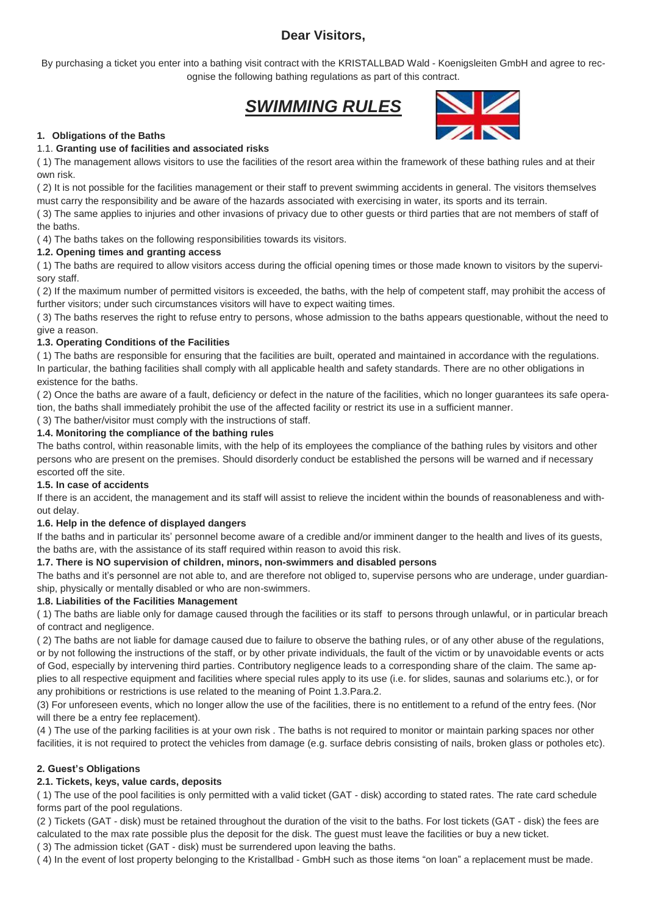## Dear Visitors,

By purchasing a ticket you enter into a bathing visit contract with the KRISTALLBAD Wald - Koenigsleiten GmbH and agree to recognise the following bathing regulations as part of this contract.

# *SWIMMING RULES*

### 1. Obligations of the Baths

#### 1.1. Granting use of facilities and associated risks

( 1) The management allows visitors to use the facilities of the resort area within the framework of these bathing rules and at their own risk.

( 2) It is not possible for the facilities management or their staff to prevent swimming accidents in general. The visitors themselves must carry the responsibility and be aware of the hazards associated with exercising in water, its sports and its terrain.

( 3) The same applies to injuries and other invasions of privacy due to other guests or third parties that are not members of staff of the baths.

( 4) The baths takes on the following responsibilities towards its visitors.

#### 1.2. Opening times and granting access

( 1) The baths are required to allow visitors access during the official opening times or those made known to visitors by the supervisory staff.

( 2) If the maximum number of permitted visitors is exceeded, the baths, with the help of competent staff, may prohibit the access of further visitors; under such circumstances visitors will have to expect waiting times.

( 3) The baths reserves the right to refuse entry to persons, whose admission to the baths appears questionable, without the need to give a reason.

#### 1.3. Operating Conditions of the Facilities

( 1) The baths are responsible for ensuring that the facilities are built, operated and maintained in accordance with the regulations. In particular, the bathing facilities shall comply with all applicable health and safety standards. There are no other obligations in existence for the baths.

( 2) Once the baths are aware of a fault, deficiency or defect in the nature of the facilities, which no longer guarantees its safe operation, the baths shall immediately prohibit the use of the affected facility or restrict its use in a sufficient manner.

( 3) The bather/visitor must comply with the instructions of staff.

#### 1.4. Monitoring the compliance of the bathing rules

The baths control, within reasonable limits, with the help of its employees the compliance of the bathing rules by visitors and other persons who are present on the premises. Should disorderly conduct be established the persons will be warned and if necessary escorted off the site.

#### 1.5. In case of accidents

If there is an accident, the management and its staff will assist to relieve the incident within the bounds of reasonableness and without delay.

#### 1.6. Help in the defence of displayed dangers

If the baths and in particular its' personnel become aware of a credible and/or imminent danger to the health and lives of its guests, the baths are, with the assistance of its staff required within reason to avoid this risk.

#### 1.7. There is NO supervision of children, minors, non-swimmers and disabled persons

The baths and it's personnel are not able to, and are therefore not obliged to, supervise persons who are underage, under guardianship, physically or mentally disabled or who are non-swimmers.

#### 1.8. Liabilities of the Facilities Management

( 1) The baths are liable only for damage caused through the facilities or its staff to persons through unlawful, or in particular breach of contract and negligence.

( 2) The baths are not liable for damage caused due to failure to observe the bathing rules, or of any other abuse of the regulations, or by not following the instructions of the staff, or by other private individuals, the fault of the victim or by unavoidable events or acts of God, especially by intervening third parties. Contributory negligence leads to a corresponding share of the claim. The same applies to all respective equipment and facilities where special rules apply to its use (i.e. for slides, saunas and solariums etc.), or for any prohibitions or restrictions is use related to the meaning of Point 1.3.Para.2.

(3) For unforeseen events, which no longer allow the use of the facilities, there is no entitlement to a refund of the entry fees. (Nor will there be a entry fee replacement).

(4 ) The use of the parking facilities is at your own risk . The baths is not required to monitor or maintain parking spaces nor other facilities, it is not required to protect the vehicles from damage (e.g. surface debris consisting of nails, broken glass or potholes etc).

### 2. Guest's Obligations

#### 2.1. Tickets, keys, value cards, deposits

( 1) The use of the pool facilities is only permitted with a valid ticket (GAT - disk) according to stated rates. The rate card schedule forms part of the pool regulations.

(2 ) Tickets (GAT - disk) must be retained throughout the duration of the visit to the baths. For lost tickets (GAT - disk) the fees are calculated to the max rate possible plus the deposit for the disk. The guest must leave the facilities or buy a new ticket.

( 3) The admission ticket (GAT - disk) must be surrendered upon leaving the baths.

( 4) In the event of lost property belonging to the Kristallbad - GmbH such as those items "on loan" a replacement must be made.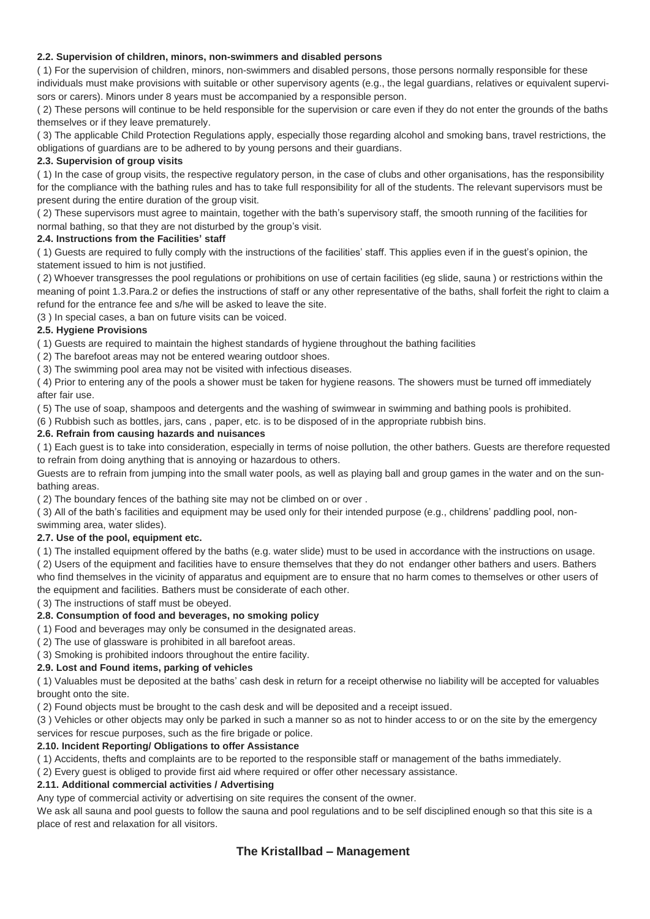#### 2.2. Supervision of children, minors, non-swimmers and disabled persons

( 1) For the supervision of children, minors, non-swimmers and disabled persons, those persons normally responsible for these individuals must make provisions with suitable or other supervisory agents (e.g., the legal guardians, relatives or equivalent supervisors or carers). Minors under 8 years must be accompanied by a responsible person.

( 2) These persons will continue to be held responsible for the supervision or care even if they do not enter the grounds of the baths themselves or if they leave prematurely.

( 3) The applicable Child Protection Regulations apply, especially those regarding alcohol and smoking bans, travel restrictions, the obligations of guardians are to be adhered to by young persons and their guardians.

#### 2.3. Supervision of group visits

( 1) In the case of group visits, the respective regulatory person, in the case of clubs and other organisations, has the responsibility for the compliance with the bathing rules and has to take full responsibility for all of the students. The relevant supervisors must be present during the entire duration of the group visit.

( 2) These supervisors must agree to maintain, together with the bath's supervisory staff, the smooth running of the facilities for normal bathing, so that they are not disturbed by the group's visit.

#### 2.4. Instructions from the Facilities' staff

( 1) Guests are required to fully comply with the instructions of the facilities' staff. This applies even if in the guest's opinion, the statement issued to him is not justified.

( 2) Whoever transgresses the pool regulations or prohibitions on use of certain facilities (eg slide, sauna ) or restrictions within the meaning of point 1.3.Para.2 or defies the instructions of staff or any other representative of the baths, shall forfeit the right to claim a refund for the entrance fee and s/he will be asked to leave the site.

(3 ) In special cases, a ban on future visits can be voiced.

#### 2.5. Hygiene Provisions

( 1) Guests are required to maintain the highest standards of hygiene throughout the bathing facilities

( 2) The barefoot areas may not be entered wearing outdoor shoes.

( 3) The swimming pool area may not be visited with infectious diseases.

( 4) Prior to entering any of the pools a shower must be taken for hygiene reasons. The showers must be turned off immediately after fair use.

( 5) The use of soap, shampoos and detergents and the washing of swimwear in swimming and bathing pools is prohibited.

(6 ) Rubbish such as bottles, jars, cans , paper, etc. is to be disposed of in the appropriate rubbish bins.

#### 2.6. Refrain from causing hazards and nuisances

( 1) Each guest is to take into consideration, especially in terms of noise pollution, the other bathers. Guests are therefore requested to refrain from doing anything that is annoying or hazardous to others.

Guests are to refrain from jumping into the small water pools, as well as playing ball and group games in the water and on the sunbathing areas.

( 2) The boundary fences of the bathing site may not be climbed on or over .

( 3) All of the bath's facilities and equipment may be used only for their intended purpose (e.g., childrens' paddling pool, non-swimming area, water slides).

#### 2.7. Use of the pool, equipment etc.

( 1) The installed equipment offered by the baths (e.g. water slide) must to be used in accordance with the instructions on usage.

( 2) Users of the equipment and facilities have to ensure themselves that they do not endanger other bathers and users. Bathers who find themselves in the vicinity of apparatus and equipment are to ensure that no harm comes to themselves or other users of the equipment and facilities. Bathers must be considerate of each other.

( 3) The instructions of staff must be obeyed.

#### 2.8. Consumption of food and beverages, no smoking policy

( 1) Food and beverages may only be consumed in the designated areas.

( 2) The use of glassware is prohibited in all barefoot areas.

( 3) Smoking is prohibited indoors throughout the entire facility.

#### 2.9. Lost and Found items, parking of vehicles

( 1) Valuables must be deposited at the baths' cash desk in return for a receipt otherwise no liability will be accepted for valuables brought onto the site.

( 2) Found objects must be brought to the cash desk and will be deposited and a receipt issued.

(3 ) Vehicles or other objects may only be parked in such a manner so as not to hinder access to or on the site by the emergency services for rescue purposes, such as the fire brigade or police.

#### 2.10. Incident Reporting/ Obligations to offer Assistance

( 1) Accidents, thefts and complaints are to be reported to the responsible staff or management of the baths immediately.

( 2) Every guest is obliged to provide first aid where required or offer other necessary assistance.

#### 2.11. Additional commercial activities / Advertising

Any type of commercial activity or advertising on site requires the consent of the owner.

We ask all sauna and pool guests to follow the sauna and pool regulations and to be self disciplined enough so that this site is a place of rest and relaxation for all visitors.

**The Kristallbad – Management**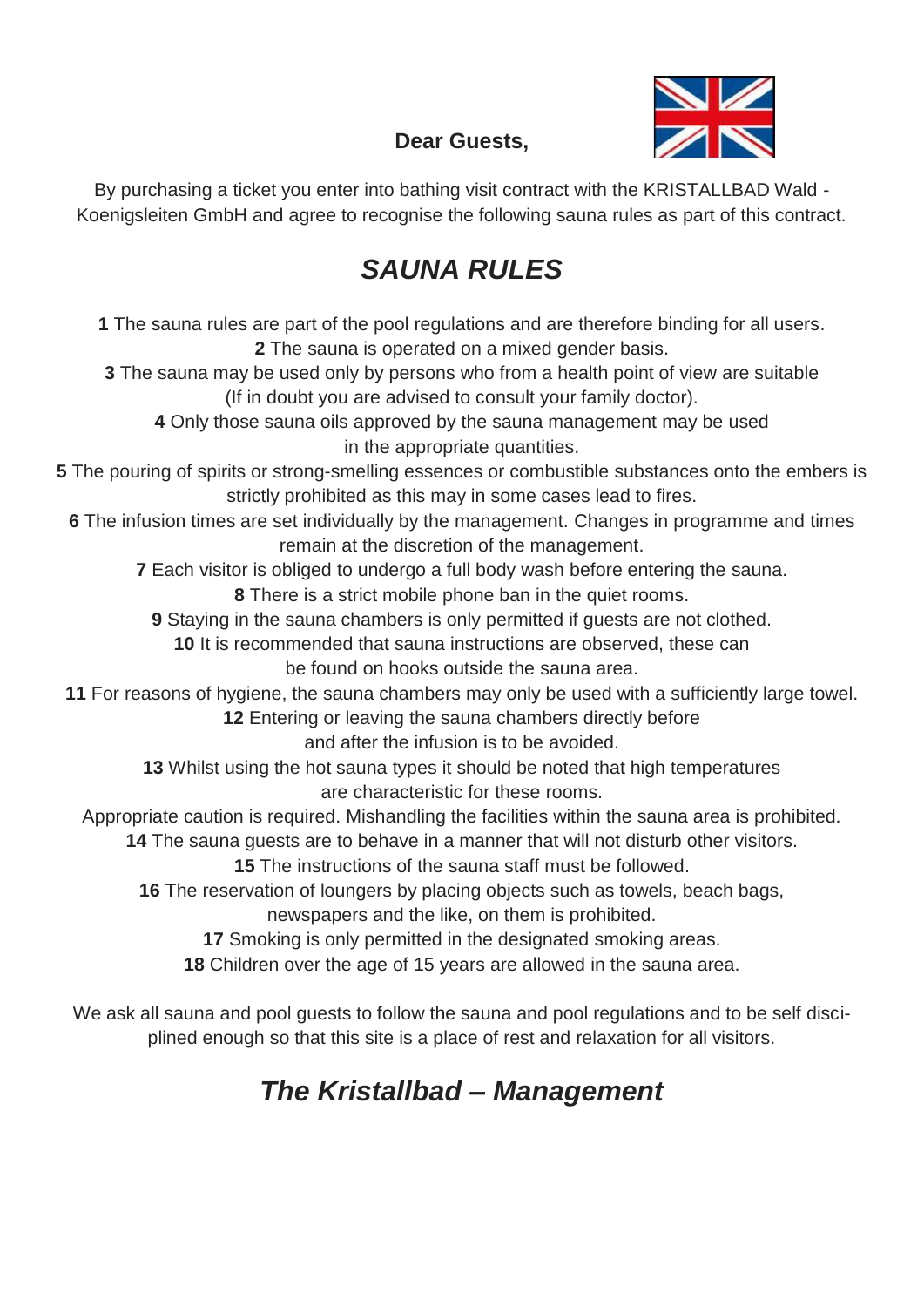**Dear Guests,**

By purchasing a ticket you enter into bathing visit contract with the KRISTALLBAD Wald - Koenigsleiten GmbH and agree to recognise the following sauna rules as part of this contract.

# *SAUNA RULES*

**1** The sauna rules are part of the pool regulations and are therefore binding for all users.
**2** The sauna is operated on a mixed gender basis.
**3** The sauna may be used only by persons who from a health point of view are suitable (If in doubt you are advised to consult your family doctor).
**4** Only those sauna oils approved by the sauna management may be used in the appropriate quantities.
**5** The pouring of spirits or strong-smelling essences or combustible substances onto the embers is strictly prohibited as this may in some cases lead to fires.
**6** The infusion times are set individually by the management. Changes in programme and times remain at the discretion of the management.
**7** Each visitor is obliged to undergo a full body wash before entering the sauna.
**8** There is a strict mobile phone ban in the quiet rooms.
**9** Staying in the sauna chambers is only permitted if guests are not clothed.
**10** It is recommended that sauna instructions are observed, these can be found on hooks outside the sauna area.
**11** For reasons of hygiene, the sauna chambers may only be used with a sufficiently large towel.
**12** Entering or leaving the sauna chambers directly before and after the infusion is to be avoided.
**13** Whilst using the hot sauna types it should be noted that high temperatures are characteristic for these rooms.
Appropriate caution is required. Mishandling the facilities within the sauna area is prohibited.
**14** The sauna guests are to behave in a manner that will not disturb other visitors.
**15** The instructions of the sauna staff must be followed.
**16** The reservation of loungers by placing objects such as towels, beach bags, newspapers and the like, on them is prohibited.
**17** Smoking is only permitted in the designated smoking areas.
**18** Children over the age of 15 years are allowed in the sauna area.

We ask all sauna and pool guests to follow the sauna and pool regulations and to be self disciplined enough so that this site is a place of rest and relaxation for all visitors.

## *The Kristallbad – Management*